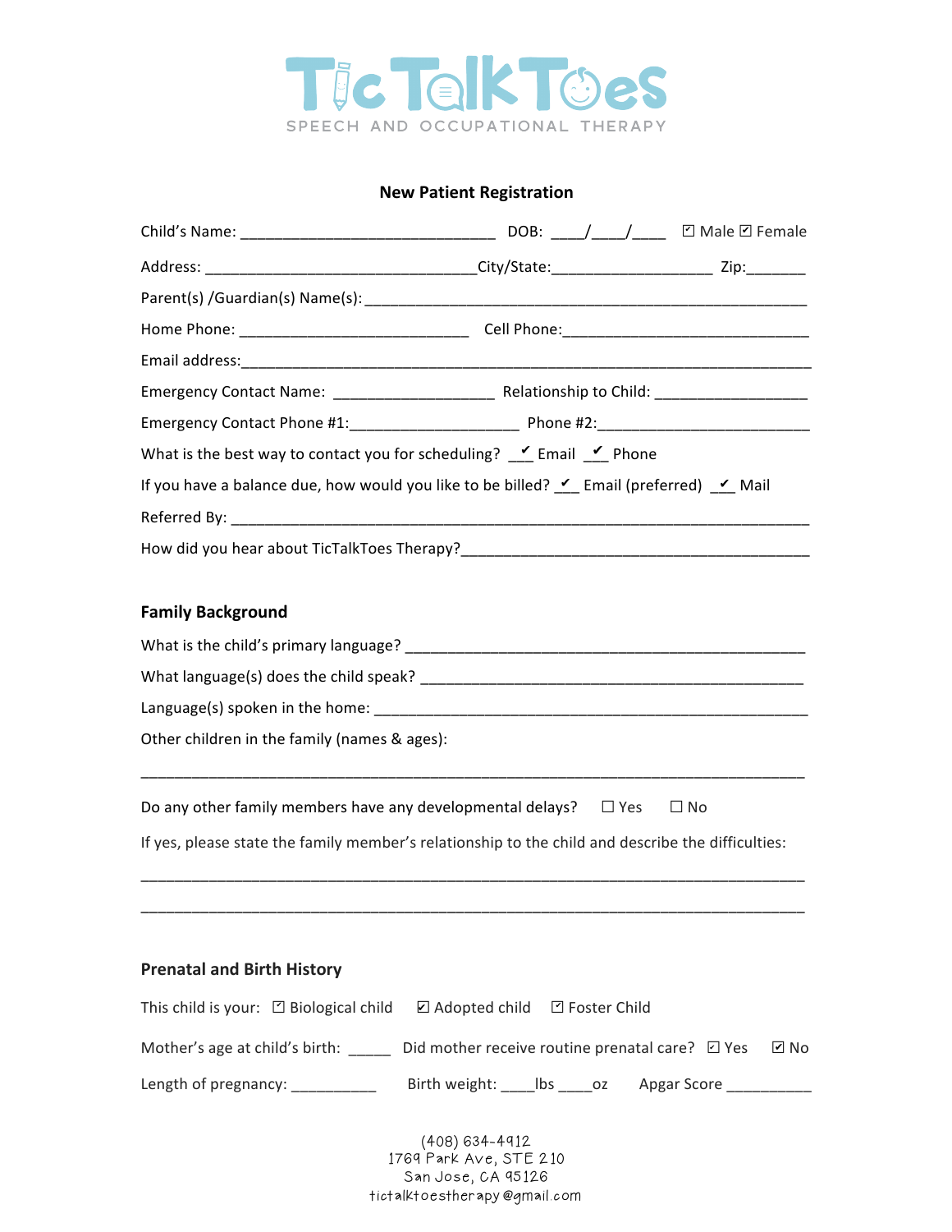# TicTalkToes

SPEECH AND OCCUPATIONAL THERAPY

## New Patient Registration

Child's Name: ______________________________ DOB: ____/____/____ ☑ Male ☑ Female

Address: ________________________________City/State:___________________ Zip:_______

Parent(s) /Guardian(s) Name(s): ____________________________________________________

Home Phone: ___________________________ Cell Phone:_____________________________

Email address:_______________________________________________________________

Emergency Contact Name: ___________________ Relationship to Child: _________________

Emergency Contact Phone #1:____________________ Phone #2:________________________

What is the best way to contact you for scheduling? _✔_ Email _✔_ Phone

If you have a balance due, how would you like to be billed? _✔_ Email (preferred) _✔_ Mail

Referred By: _________________________________________________________________

How did you hear about TicTalkToes Therapy?_________________________________________

### Family Background

What is the child's primary language? _______________________________________________

What language(s) does the child speak? _____________________________________________

Language(s) spoken in the home: __________________________________________________

Other children in the family (names & ages):

_____________________________________________________________________________

Do any other family members have any developmental delays? ☐ Yes ☐ No

If yes, please state the family member's relationship to the child and describe the difficulties:

_____________________________________________________________________________

_____________________________________________________________________________

### Prenatal and Birth History

This child is your: ☑ Biological child ☑ Adopted child ☑ Foster Child

Mother's age at child's birth: _____ Did mother receive routine prenatal care? ☑ Yes ☑ No

Length of pregnancy: __________ Birth weight: ____lbs ____oz Apgar Score __________

(408) 634-4912
1769 Park Ave, STE 210
San Jose, CA 95126
tictalktoestherapy@gmail.com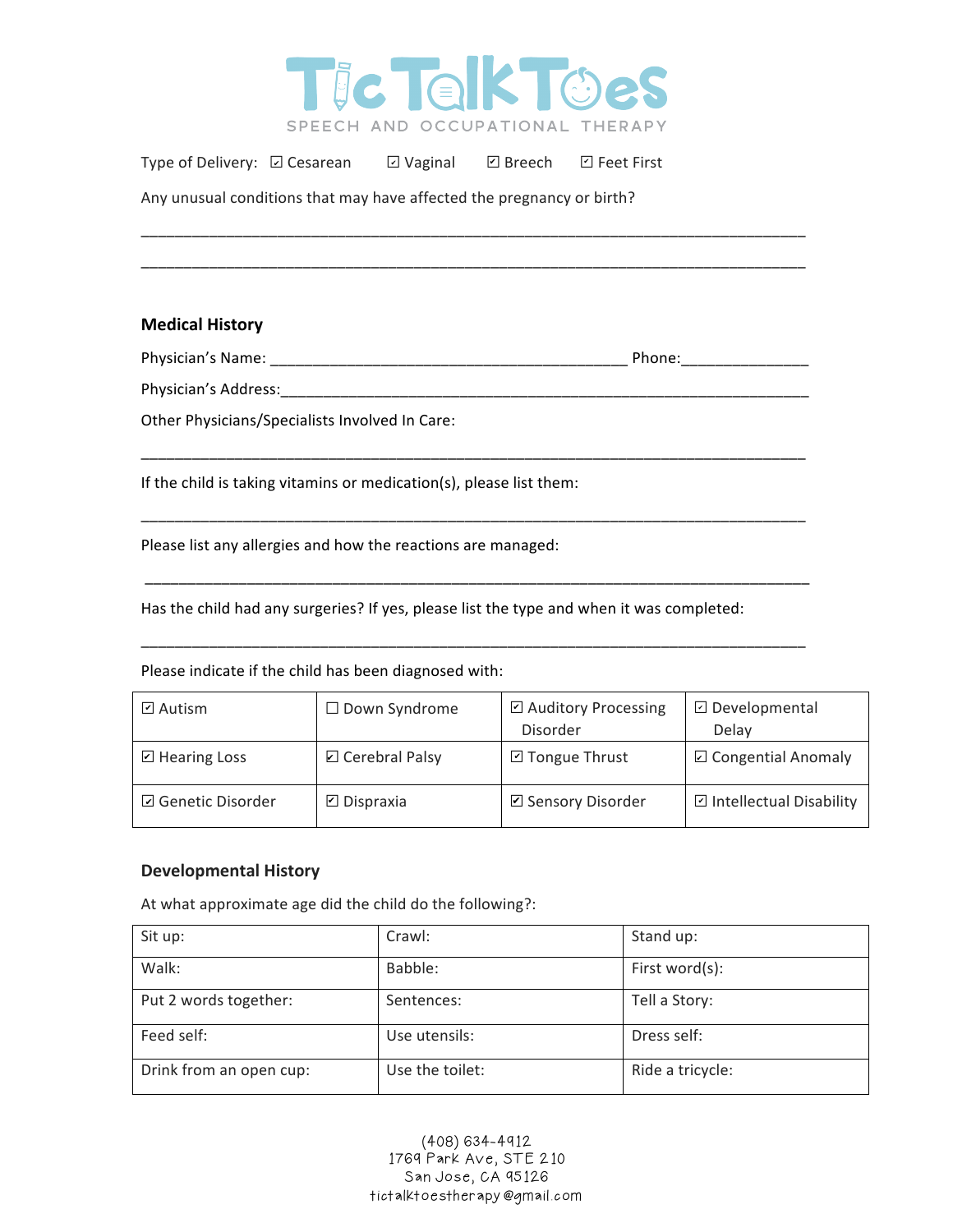# TicTalkToes

SPEECH AND OCCUPATIONAL THERAPY

Type of Delivery: ☑ Cesarean ☑ Vaginal ☑ Breech ☑ Feet First

Any unusual conditions that may have affected the pregnancy or birth?

_______________________________________________________________________________

_______________________________________________________________________________

## Medical History

Physician's Name: ___________________________________________ Phone:_______________

Physician's Address:_______________________________________________________________

Other Physicians/Specialists Involved In Care:

_______________________________________________________________________________

If the child is taking vitamins or medication(s), please list them:

_______________________________________________________________________________

Please list any allergies and how the reactions are managed:

_______________________________________________________________________________

Has the child had any surgeries? If yes, please list the type and when it was completed:

_______________________________________________________________________________

Please indicate if the child has been diagnosed with:

| | | | |
|---|---|---|---|
| ☑ Autism | ☐ Down Syndrome | ☑ Auditory Processing Disorder | ☑ Developmental Delay |
| ☑ Hearing Loss | ☑ Cerebral Palsy | ☑ Tongue Thrust | ☑ Congential Anomaly |
| ☑ Genetic Disorder | ☑ Dispraxia | ☑ Sensory Disorder | ☑ Intellectual Disability |

## Developmental History

At what approximate age did the child do the following?:

| | | |
|---|---|---|
| Sit up: | Crawl: | Stand up: |
| Walk: | Babble: | First word(s): |
| Put 2 words together: | Sentences: | Tell a Story: |
| Feed self: | Use utensils: | Dress self: |
| Drink from an open cup: | Use the toilet: | Ride a tricycle: |

(408) 634-4912
1769 Park Ave, STE 210
San Jose, CA 95126
tictalktoestherapy@gmail.com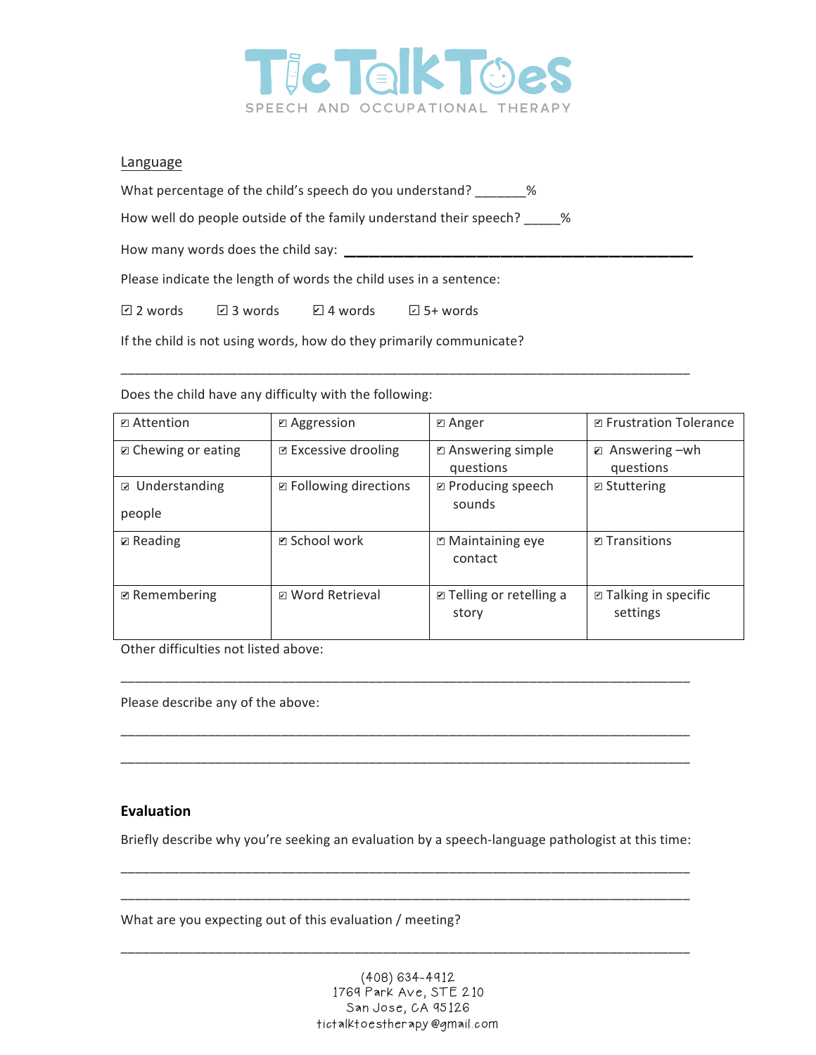TicTalkToes
SPEECH AND OCCUPATIONAL THERAPY

## Language

What percentage of the child's speech do you understand? _______%

How well do people outside of the family understand their speech? _____%

How many words does the child say: ___________________________________________

Please indicate the length of words the child uses in a sentence:

☑ 2 words ☑ 3 words ☑ 4 words ☑ 5+ words

If the child is not using words, how do they primarily communicate?

_____________________________________________________________________________

Does the child have any difficulty with the following:

| | | | |
|---|---|---|---|
| ☑ Attention | ☑ Aggression | ☑ Anger | ☑ Frustration Tolerance |
| ☑ Chewing or eating | ☑ Excessive drooling | ☑ Answering simple questions | ☑ Answering –wh questions |
| ☑ Understanding people | ☑ Following directions | ☑ Producing speech sounds | ☑ Stuttering |
| ☑ Reading | ☑ School work | ☑ Maintaining eye contact | ☑ Transitions |
| ☑ Remembering | ☑ Word Retrieval | ☑ Telling or retelling a story | ☑ Talking in specific settings |

Other difficulties not listed above:

_____________________________________________________________________________

Please describe any of the above:

_____________________________________________________________________________

_____________________________________________________________________________

## Evaluation

Briefly describe why you're seeking an evaluation by a speech-language pathologist at this time:

_____________________________________________________________________________

_____________________________________________________________________________

What are you expecting out of this evaluation / meeting?

_____________________________________________________________________________

(408) 634-4912
1769 Park Ave, STE 210
San Jose, CA 95126
tictalktoestherapy@gmail.com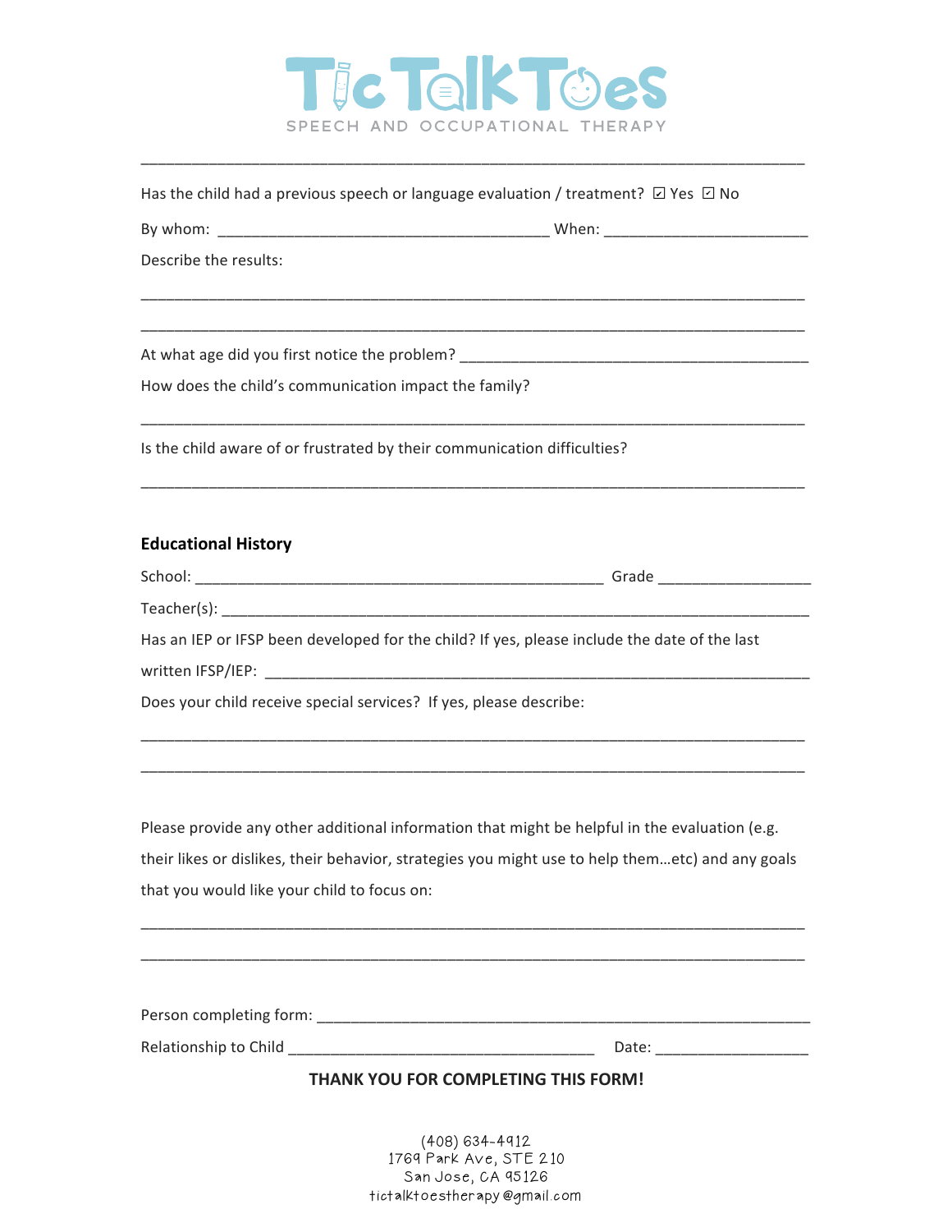# TicTalkToes

SPEECH AND OCCUPATIONAL THERAPY

_______________________________________________________________________________

Has the child had a previous speech or language evaluation / treatment? ☑ Yes ☑ No

By whom: ______________________________________ When: ________________________

Describe the results:

_______________________________________________________________________________

_______________________________________________________________________________

At what age did you first notice the problem? _________________________________________

How does the child's communication impact the family?

_______________________________________________________________________________

Is the child aware of or frustrated by their communication difficulties?

_______________________________________________________________________________

**Educational History**

School: ______________________________________________ Grade _________________

Teacher(s): ____________________________________________________________________

Has an IEP or IFSP been developed for the child? If yes, please include the date of the last written IFSP/IEP: _______________________________________________________________

Does your child receive special services? If yes, please describe:

_______________________________________________________________________________

_______________________________________________________________________________

Please provide any other additional information that might be helpful in the evaluation (e.g. their likes or dislikes, their behavior, strategies you might use to help them…etc) and any goals that you would like your child to focus on:

_______________________________________________________________________________

_______________________________________________________________________________

Person completing form: _________________________________________________________

Relationship to Child ___________________________________ Date: __________________

**THANK YOU FOR COMPLETING THIS FORM!**

(408) 634-4912
1769 Park Ave, STE 210
San Jose, CA 95126
tictalktoestherapy@gmail.com